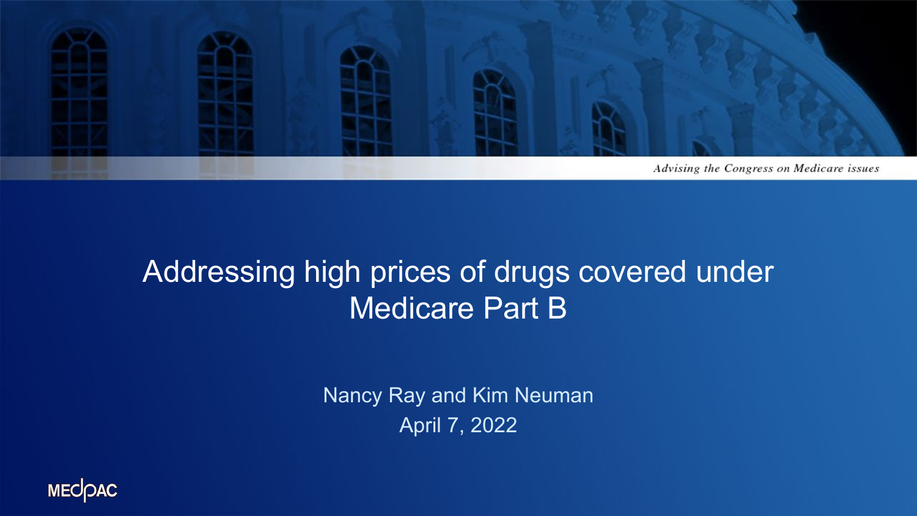*Advising the Congress on Medicare issues*

# Addressing high prices of drugs covered under Medicare Part B

Nancy Ray and Kim Neuman

April 7, 2022

MEDPAC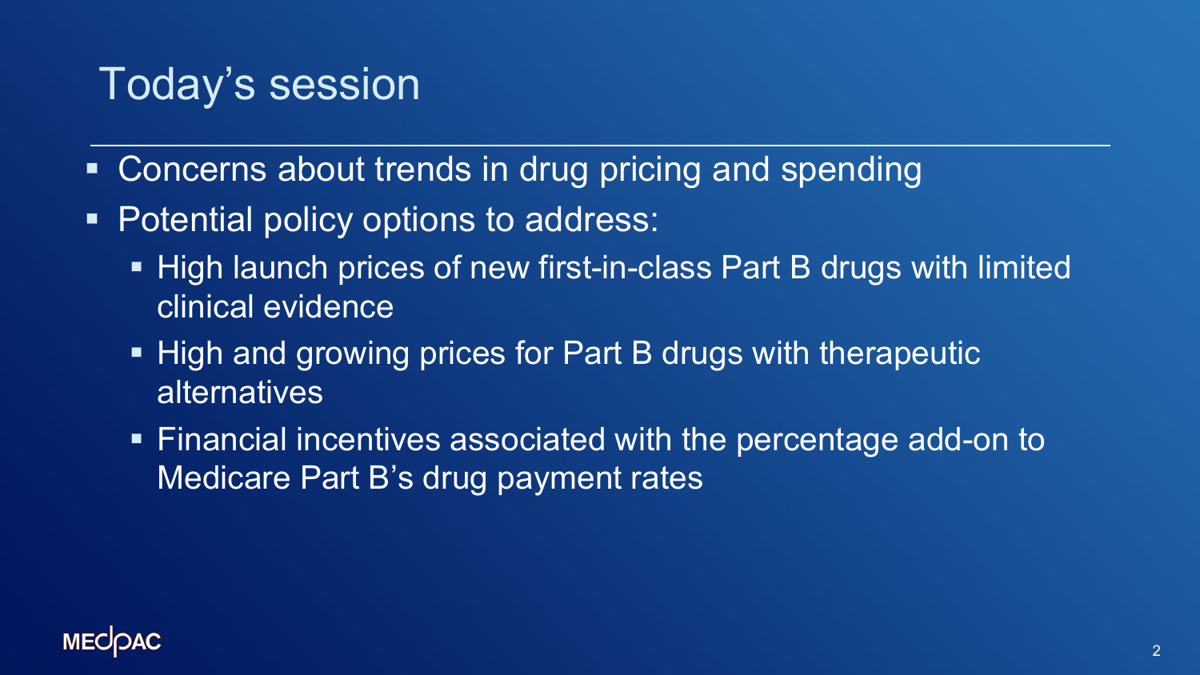# Today's session

- Concerns about trends in drug pricing and spending
- Potential policy options to address:
  - High launch prices of new first-in-class Part B drugs with limited clinical evidence
  - High and growing prices for Part B drugs with therapeutic alternatives
  - Financial incentives associated with the percentage add-on to Medicare Part B's drug payment rates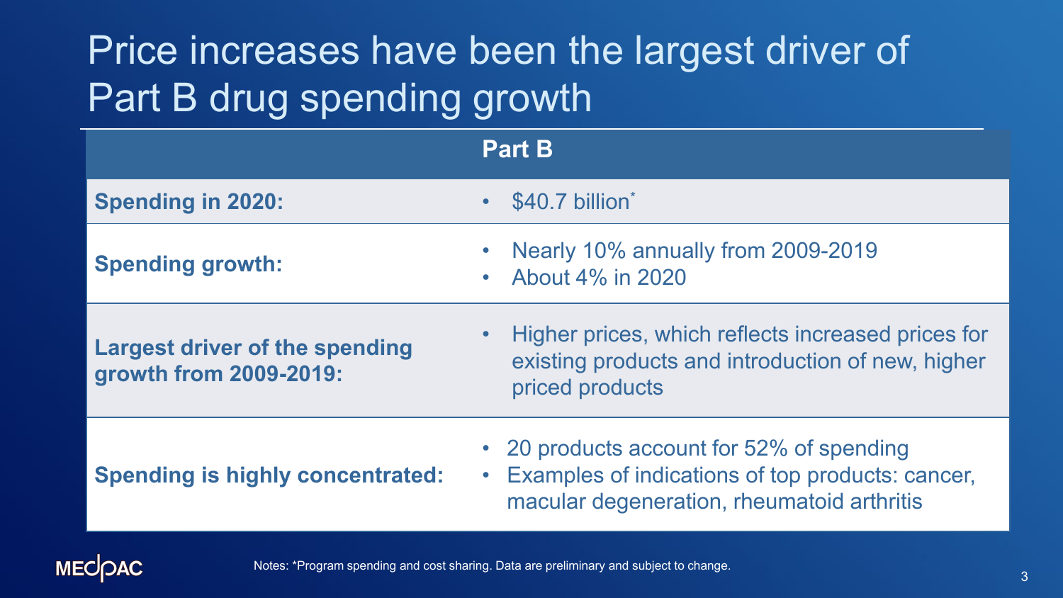# Price increases have been the largest driver of Part B drug spending growth

| | Part B |
|---|---|
| **Spending in 2020:** | • $40.7 billion* |
| **Spending growth:** | • Nearly 10% annually from 2009-2019<br>• About 4% in 2020 |
| **Largest driver of the spending growth from 2009-2019:** | • Higher prices, which reflects increased prices for existing products and introduction of new, higher priced products |
| **Spending is highly concentrated:** | • 20 products account for 52% of spending<br>• Examples of indications of top products: cancer, macular degeneration, rheumatoid arthritis |

Notes: *Program spending and cost sharing. Data are preliminary and subject to change.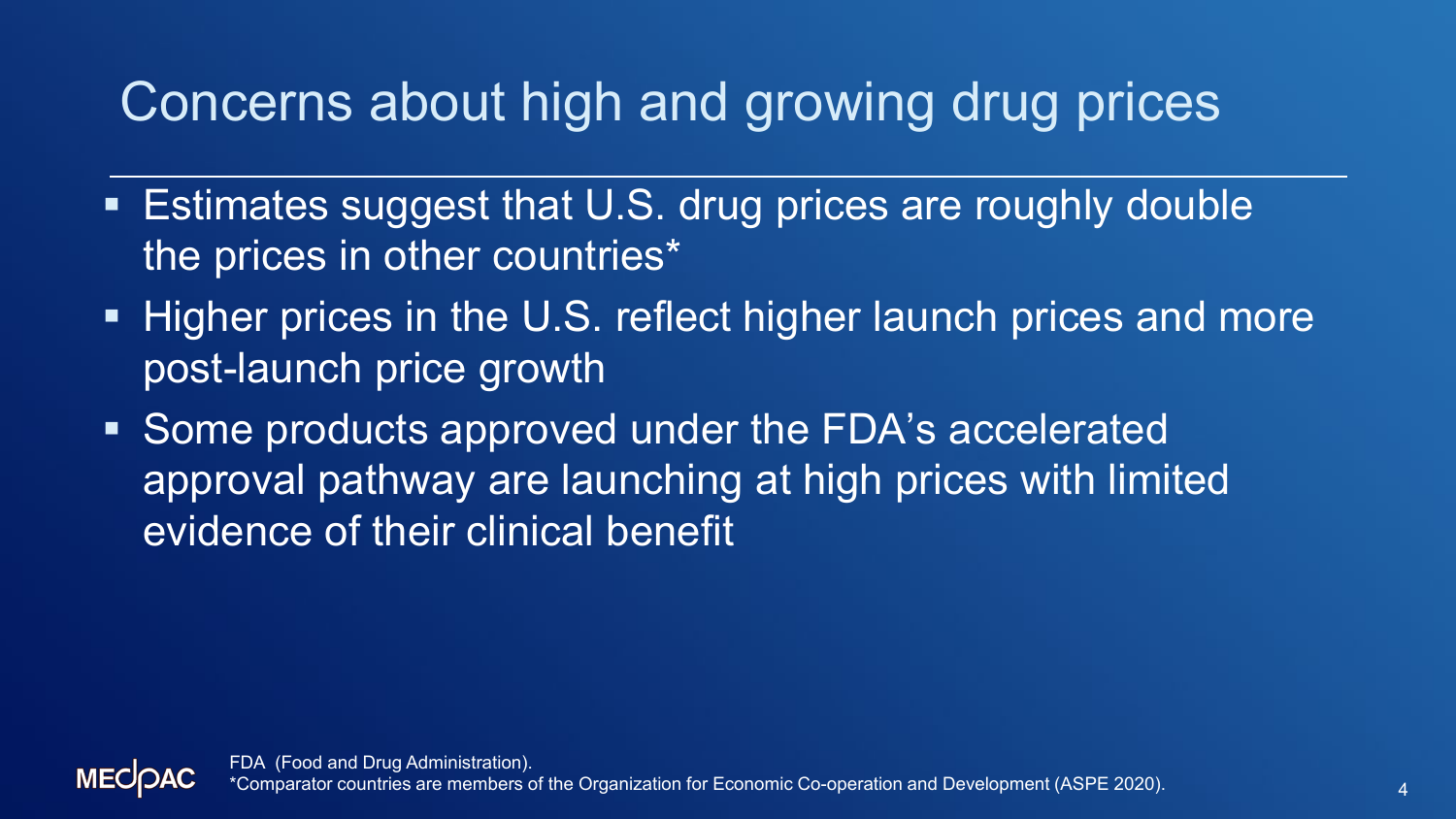# Concerns about high and growing drug prices

- Estimates suggest that U.S. drug prices are roughly double the prices in other countries*
- Higher prices in the U.S. reflect higher launch prices and more post-launch price growth
- Some products approved under the FDA's accelerated approval pathway are launching at high prices with limited evidence of their clinical benefit

FDA (Food and Drug Administration).
*Comparator countries are members of the Organization for Economic Co-operation and Development (ASPE 2020).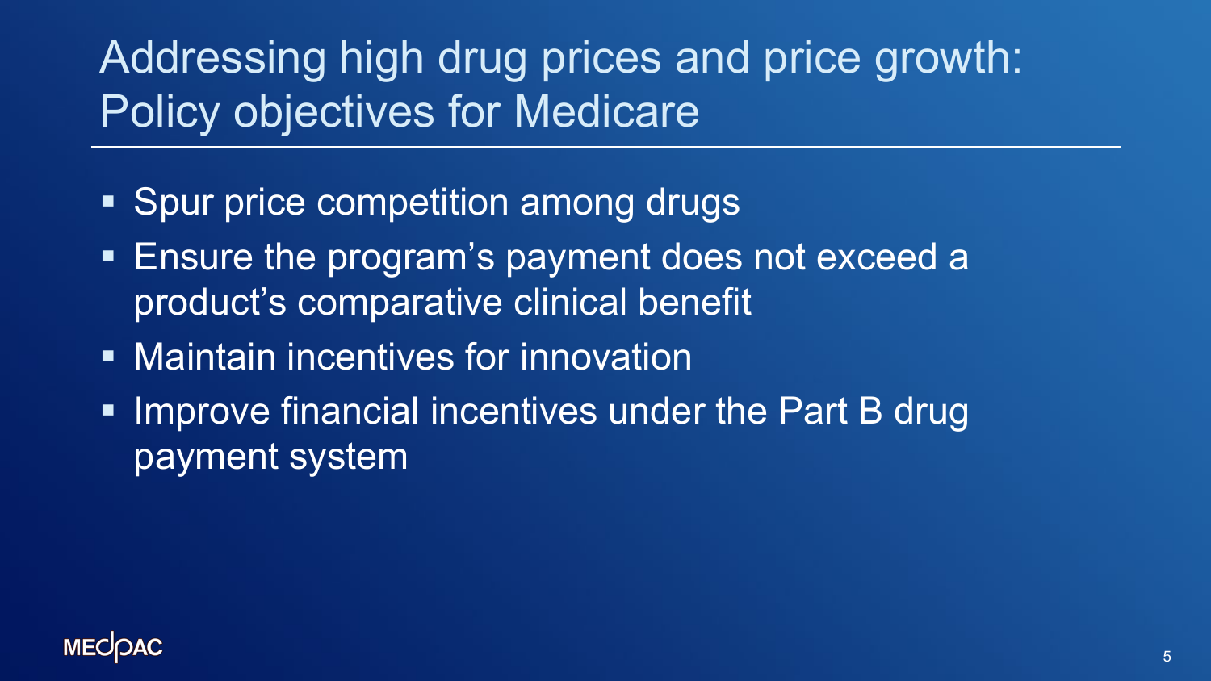# Addressing high drug prices and price growth: Policy objectives for Medicare

- Spur price competition among drugs
- Ensure the program's payment does not exceed a product's comparative clinical benefit
- Maintain incentives for innovation
- Improve financial incentives under the Part B drug payment system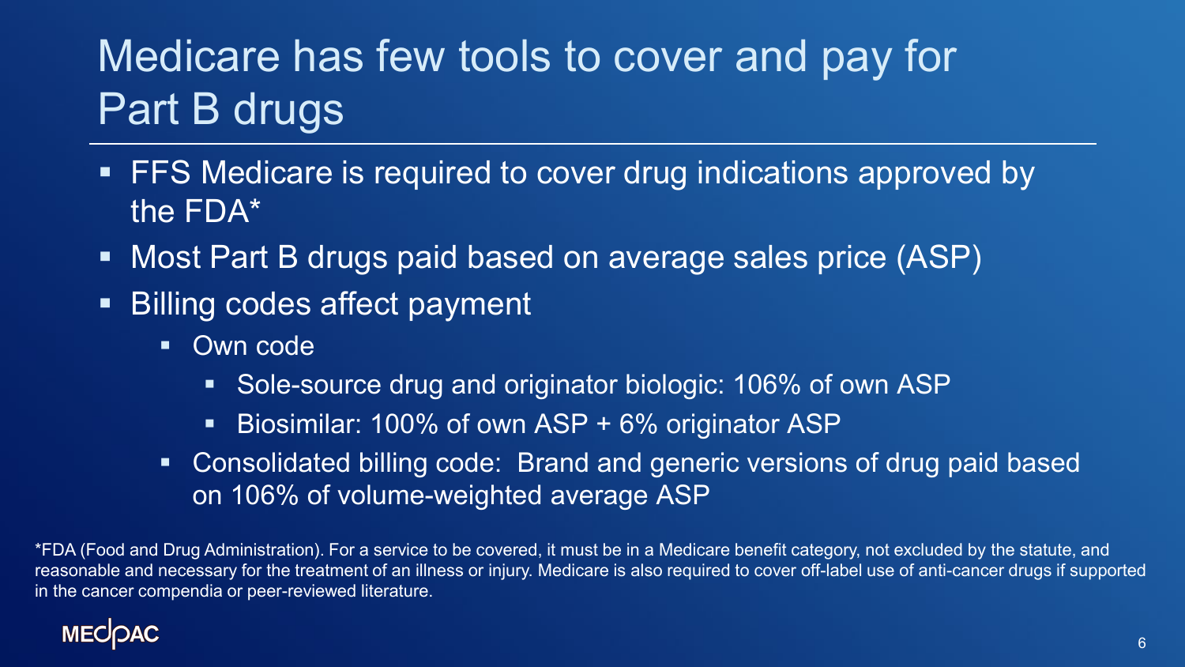# Medicare has few tools to cover and pay for Part B drugs

- FFS Medicare is required to cover drug indications approved by the FDA*
- Most Part B drugs paid based on average sales price (ASP)
- Billing codes affect payment
  - Own code
    - Sole-source drug and originator biologic: 106% of own ASP
    - Biosimilar: 100% of own ASP + 6% originator ASP
  - Consolidated billing code: Brand and generic versions of drug paid based on 106% of volume-weighted average ASP

*FDA (Food and Drug Administration). For a service to be covered, it must be in a Medicare benefit category, not excluded by the statute, and reasonable and necessary for the treatment of an illness or injury. Medicare is also required to cover off-label use of anti-cancer drugs if supported in the cancer compendia or peer-reviewed literature.

MEDPAC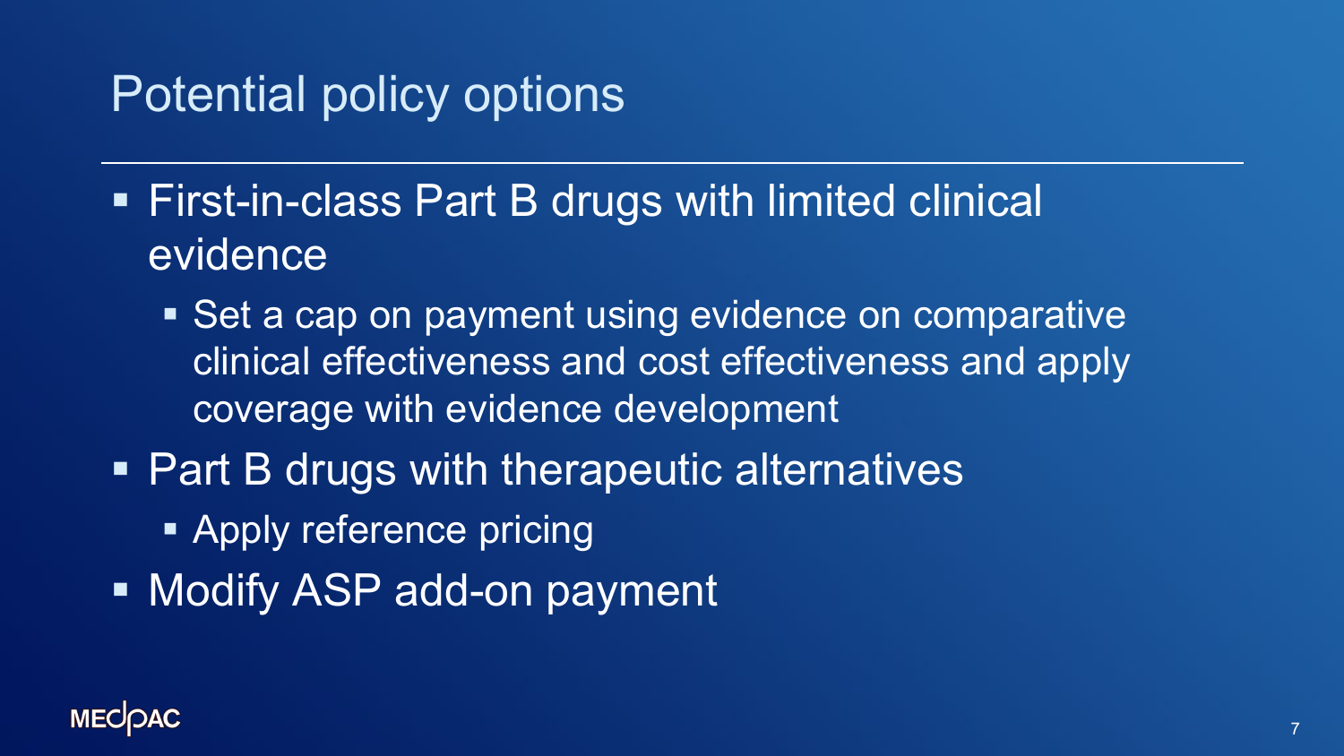# Potential policy options

- First-in-class Part B drugs with limited clinical evidence
  - Set a cap on payment using evidence on comparative clinical effectiveness and cost effectiveness and apply coverage with evidence development
- Part B drugs with therapeutic alternatives
  - Apply reference pricing
- Modify ASP add-on payment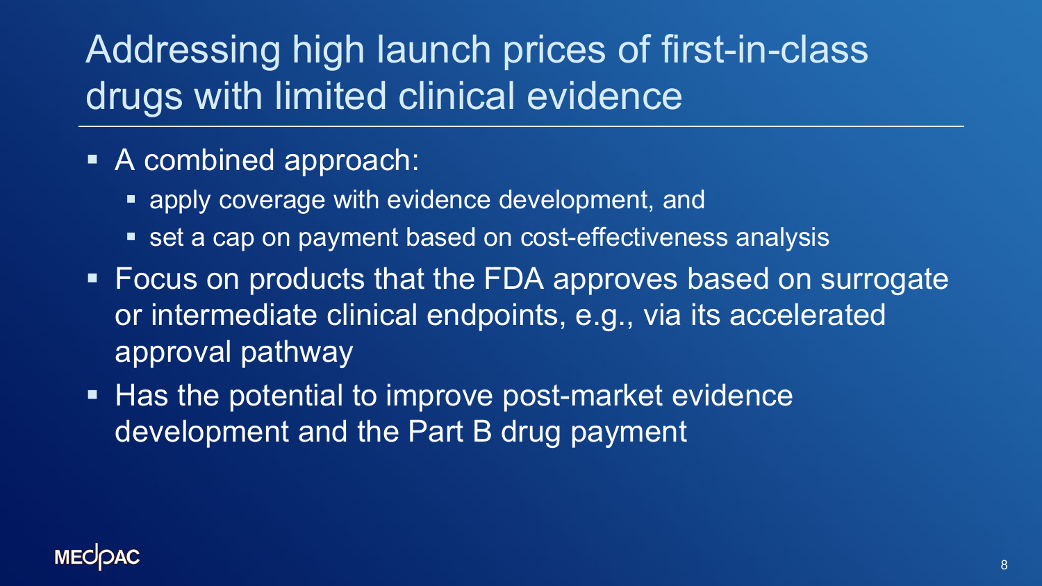# Addressing high launch prices of first-in-class drugs with limited clinical evidence

- A combined approach:
  - apply coverage with evidence development, and
  - set a cap on payment based on cost-effectiveness analysis
- Focus on products that the FDA approves based on surrogate or intermediate clinical endpoints, e.g., via its accelerated approval pathway
- Has the potential to improve post-market evidence development and the Part B drug payment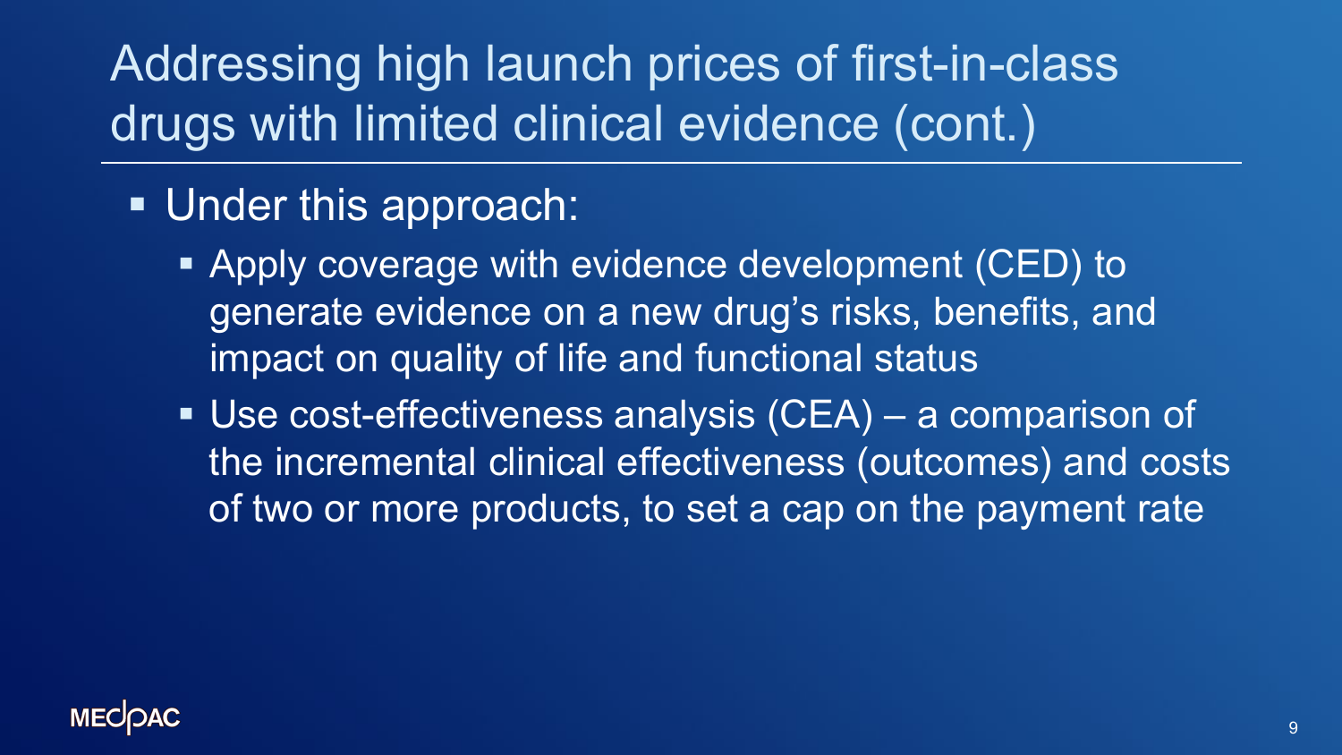# Addressing high launch prices of first-in-class drugs with limited clinical evidence (cont.)

- Under this approach:
  - Apply coverage with evidence development (CED) to generate evidence on a new drug's risks, benefits, and impact on quality of life and functional status
  - Use cost-effectiveness analysis (CEA) – a comparison of the incremental clinical effectiveness (outcomes) and costs of two or more products, to set a cap on the payment rate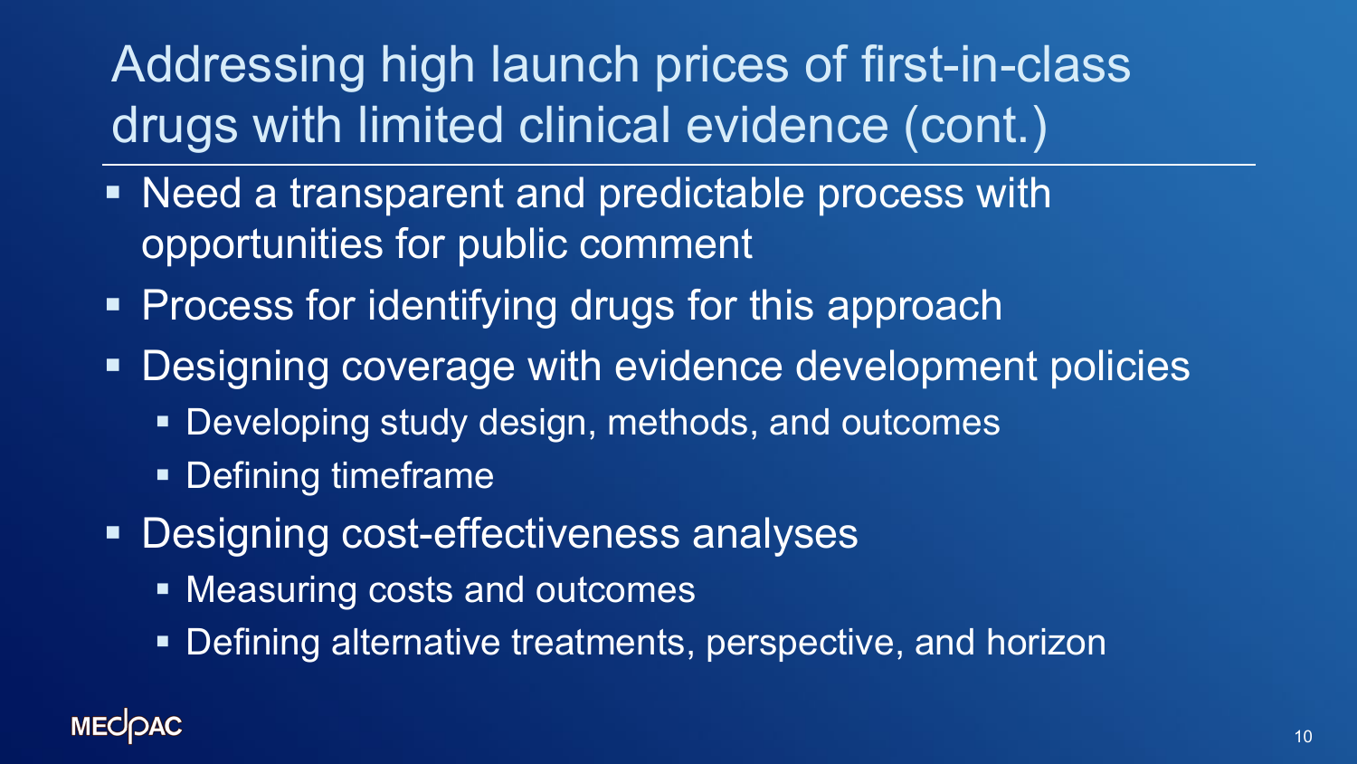# Addressing high launch prices of first-in-class drugs with limited clinical evidence (cont.)

- Need a transparent and predictable process with opportunities for public comment
- Process for identifying drugs for this approach
- Designing coverage with evidence development policies
  - Developing study design, methods, and outcomes
  - Defining timeframe
- Designing cost-effectiveness analyses
  - Measuring costs and outcomes
  - Defining alternative treatments, perspective, and horizon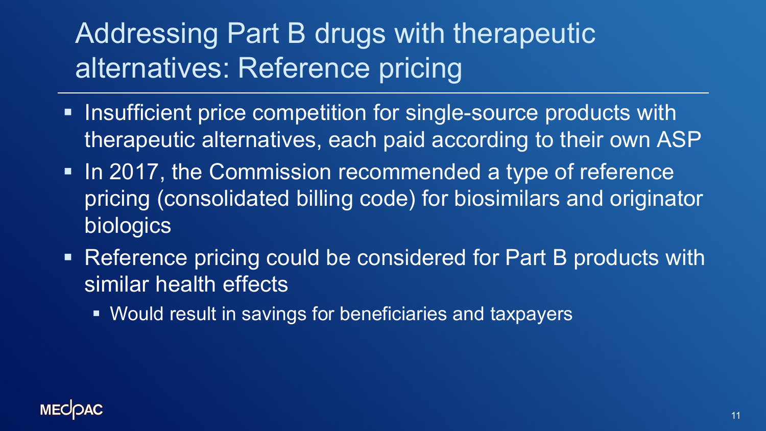# Addressing Part B drugs with therapeutic alternatives: Reference pricing

- Insufficient price competition for single-source products with therapeutic alternatives, each paid according to their own ASP
- In 2017, the Commission recommended a type of reference pricing (consolidated billing code) for biosimilars and originator biologics
- Reference pricing could be considered for Part B products with similar health effects
  - Would result in savings for beneficiaries and taxpayers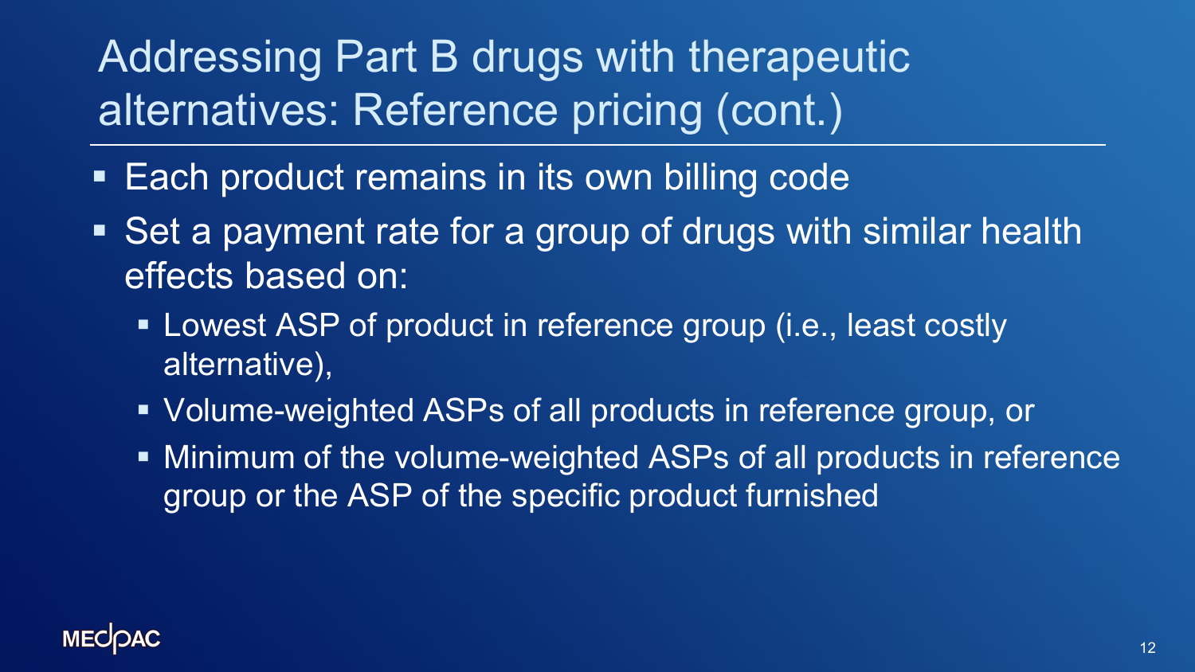# Addressing Part B drugs with therapeutic alternatives: Reference pricing (cont.)

- Each product remains in its own billing code
- Set a payment rate for a group of drugs with similar health effects based on:
  - Lowest ASP of product in reference group (i.e., least costly alternative),
  - Volume-weighted ASPs of all products in reference group, or
  - Minimum of the volume-weighted ASPs of all products in reference group or the ASP of the specific product furnished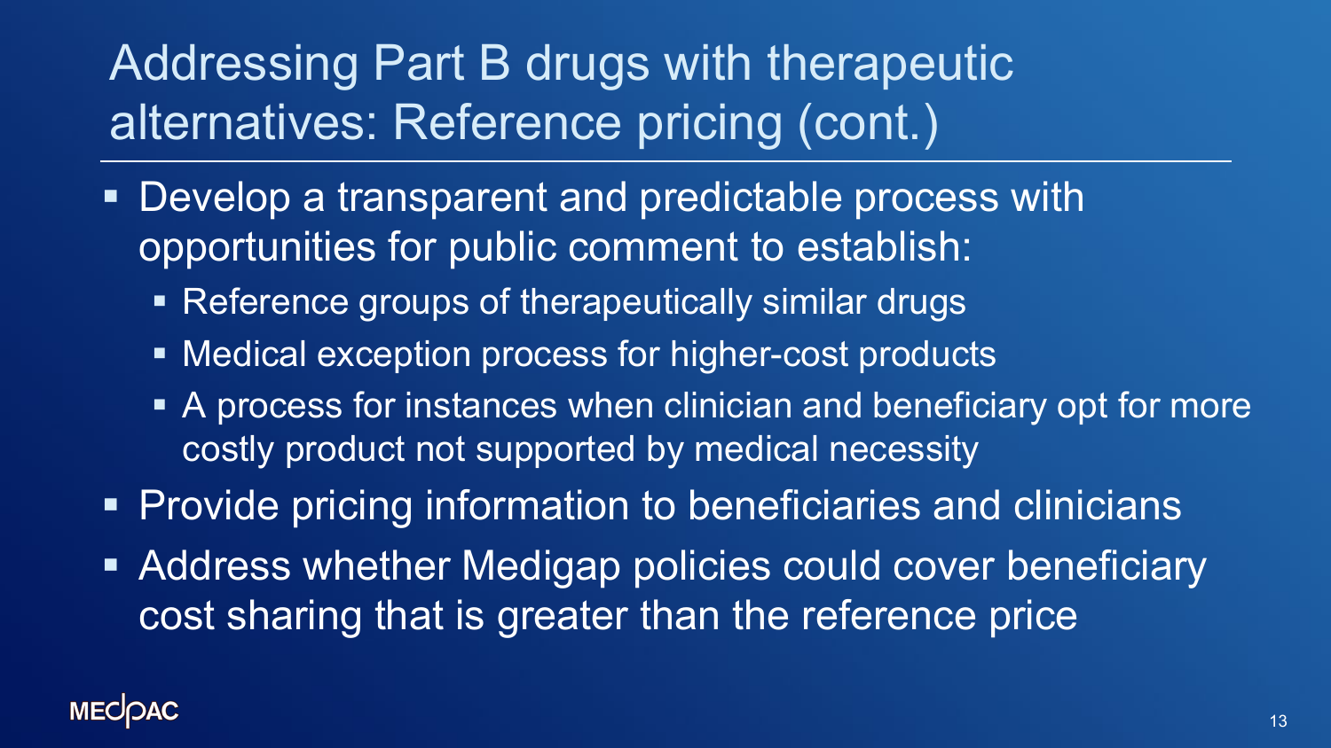# Addressing Part B drugs with therapeutic alternatives: Reference pricing (cont.)

- Develop a transparent and predictable process with opportunities for public comment to establish:
  - Reference groups of therapeutically similar drugs
  - Medical exception process for higher-cost products
  - A process for instances when clinician and beneficiary opt for more costly product not supported by medical necessity
- Provide pricing information to beneficiaries and clinicians
- Address whether Medigap policies could cover beneficiary cost sharing that is greater than the reference price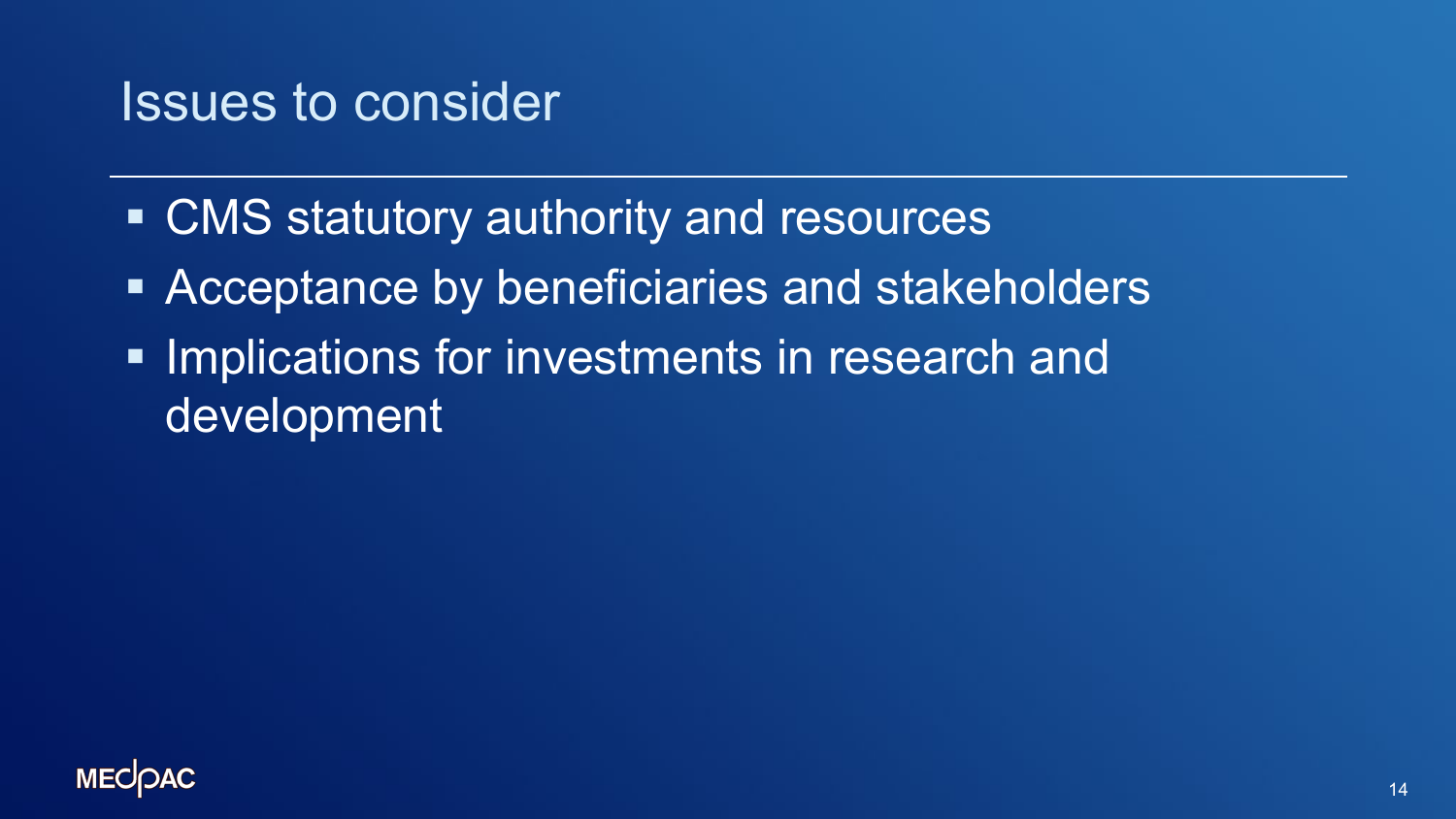# Issues to consider

- CMS statutory authority and resources
- Acceptance by beneficiaries and stakeholders
- Implications for investments in research and development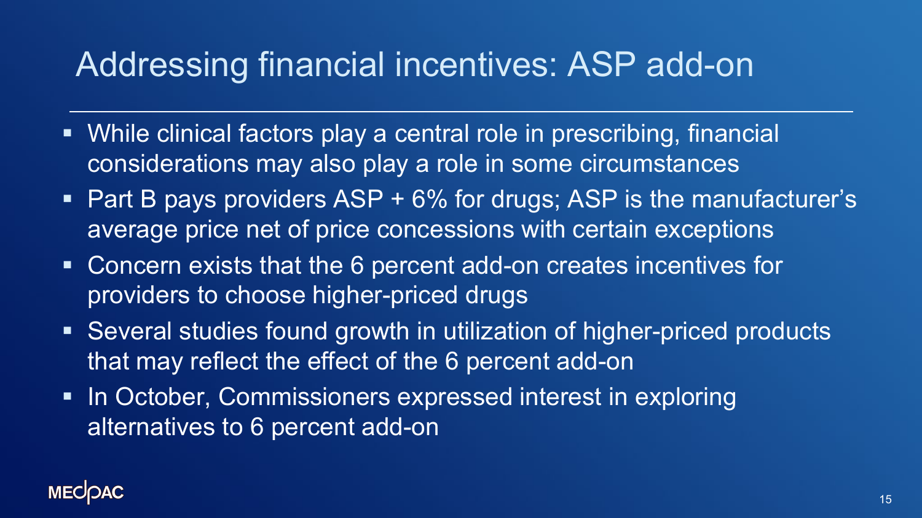# Addressing financial incentives: ASP add-on

- While clinical factors play a central role in prescribing, financial considerations may also play a role in some circumstances
- Part B pays providers ASP + 6% for drugs; ASP is the manufacturer's average price net of price concessions with certain exceptions
- Concern exists that the 6 percent add-on creates incentives for providers to choose higher-priced drugs
- Several studies found growth in utilization of higher-priced products that may reflect the effect of the 6 percent add-on
- In October, Commissioners expressed interest in exploring alternatives to 6 percent add-on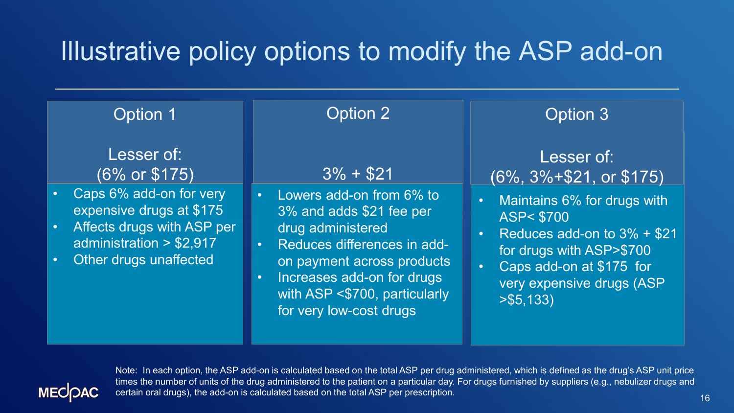# Illustrative policy options to modify the ASP add-on

## Option 1

**Lesser of: (6% or \$175)**

- Caps 6% add-on for very expensive drugs at \$175
- Affects drugs with ASP per administration > \$2,917
- Other drugs unaffected

## Option 2

**3% + \$21**

- Lowers add-on from 6% to 3% and adds \$21 fee per drug administered
- Reduces differences in add-on payment across products
- Increases add-on for drugs with ASP <\$700, particularly for very low-cost drugs

## Option 3

**Lesser of: (6%, 3%+\$21, or \$175)**

- Maintains 6% for drugs with ASP< \$700
- Reduces add-on to 3% + \$21 for drugs with ASP>\$700
- Caps add-on at \$175 for very expensive drugs (ASP >\$5,133)

Note: In each option, the ASP add-on is calculated based on the total ASP per drug administered, which is defined as the drug's ASP unit price times the number of units of the drug administered to the patient on a particular day. For drugs furnished by suppliers (e.g., nebulizer drugs and certain oral drugs), the add-on is calculated based on the total ASP per prescription.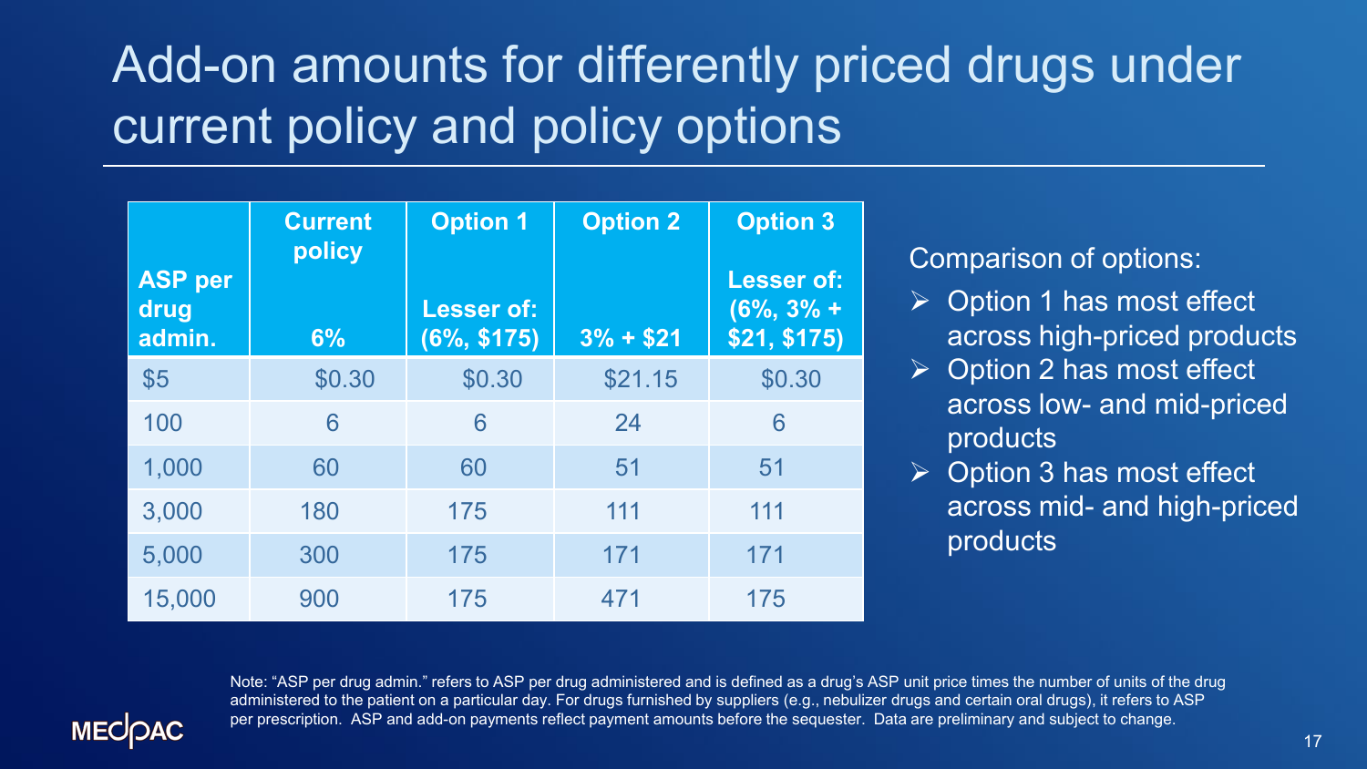# Add-on amounts for differently priced drugs under current policy and policy options

| ASP per drug admin. | Current policy<br>6% | Option 1<br>Lesser of: (6%, $175) | Option 2<br>3% + $21 | Option 3<br>Lesser of: (6%, 3% + $21, $175) |
|---|---|---|---|---|
| $5 | $0.30 | $0.30 | $21.15 | $0.30 |
| 100 | 6 | 6 | 24 | 6 |
| 1,000 | 60 | 60 | 51 | 51 |
| 3,000 | 180 | 175 | 111 | 111 |
| 5,000 | 300 | 175 | 171 | 171 |
| 15,000 | 900 | 175 | 471 | 175 |

Comparison of options:

- Option 1 has most effect across high-priced products
- Option 2 has most effect across low- and mid-priced products
- Option 3 has most effect across mid- and high-priced products

Note: "ASP per drug admin." refers to ASP per drug administered and is defined as a drug's ASP unit price times the number of units of the drug administered to the patient on a particular day. For drugs furnished by suppliers (e.g., nebulizer drugs and certain oral drugs), it refers to ASP per prescription. ASP and add-on payments reflect payment amounts before the sequester. Data are preliminary and subject to change.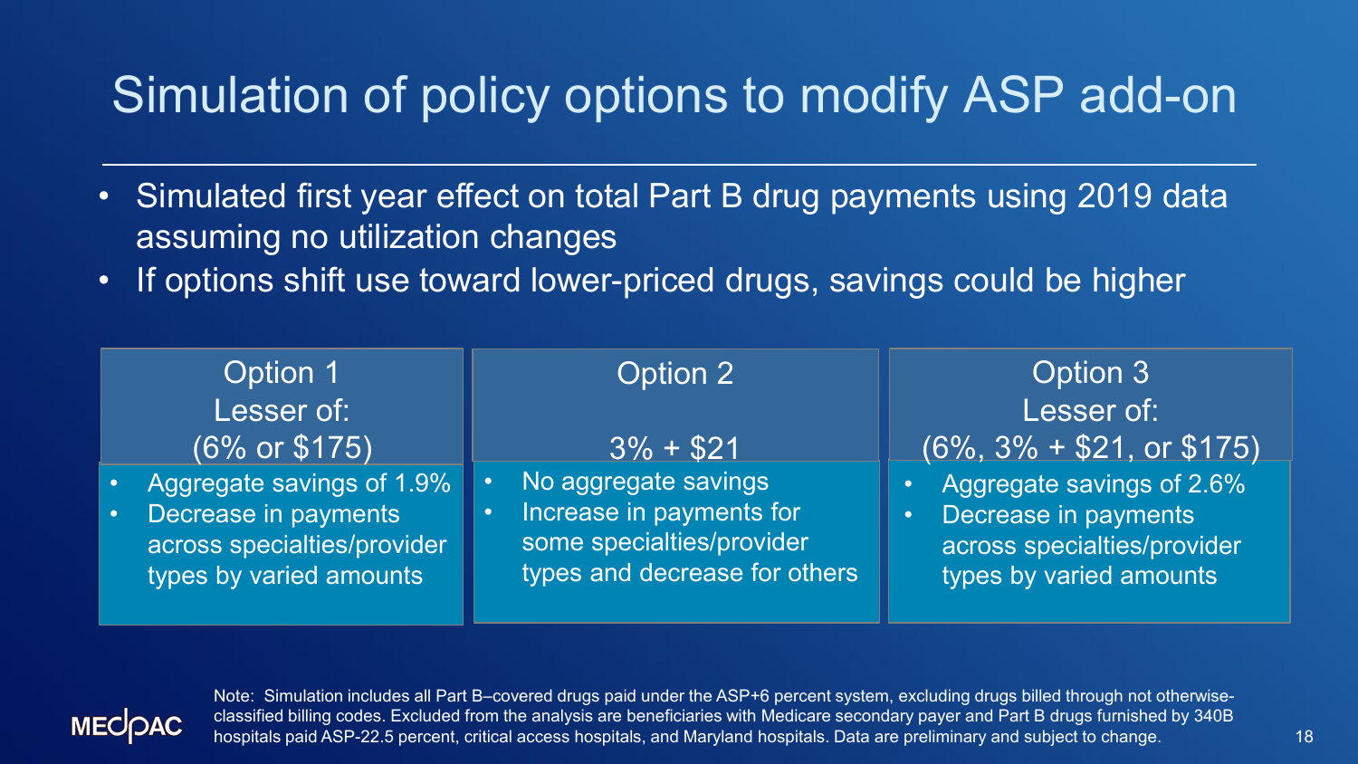# Simulation of policy options to modify ASP add-on

- Simulated first year effect on total Part B drug payments using 2019 data assuming no utilization changes
- If options shift use toward lower-priced drugs, savings could be higher

| Option 1<br>Lesser of:<br>(6% or $175) | Option 2<br><br>3% + $21 | Option 3<br>Lesser of:<br>(6%, 3% + $21, or $175) |
|---|---|---|
| • Aggregate savings of 1.9%<br>• Decrease in payments across specialties/provider types by varied amounts | • No aggregate savings<br>• Increase in payments for some specialties/provider types and decrease for others | • Aggregate savings of 2.6%<br>• Decrease in payments across specialties/provider types by varied amounts |

Note: Simulation includes all Part B–covered drugs paid under the ASP+6 percent system, excluding drugs billed through not otherwise-classified billing codes. Excluded from the analysis are beneficiaries with Medicare secondary payer and Part B drugs furnished by 340B hospitals paid ASP-22.5 percent, critical access hospitals, and Maryland hospitals. Data are preliminary and subject to change.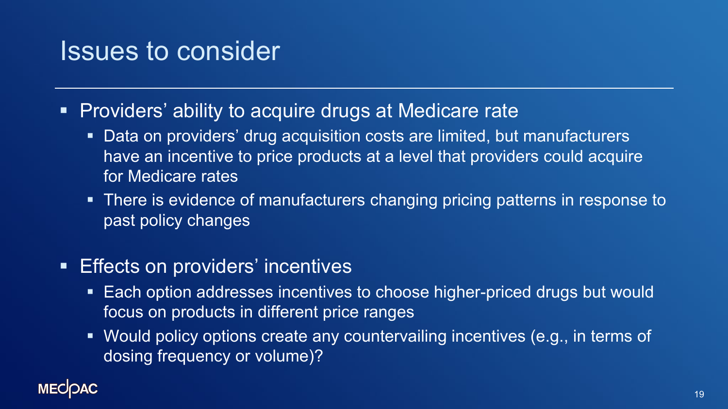# Issues to consider

- Providers' ability to acquire drugs at Medicare rate
  - Data on providers' drug acquisition costs are limited, but manufacturers have an incentive to price products at a level that providers could acquire for Medicare rates
  - There is evidence of manufacturers changing pricing patterns in response to past policy changes
- Effects on providers' incentives
  - Each option addresses incentives to choose higher-priced drugs but would focus on products in different price ranges
  - Would policy options create any countervailing incentives (e.g., in terms of dosing frequency or volume)?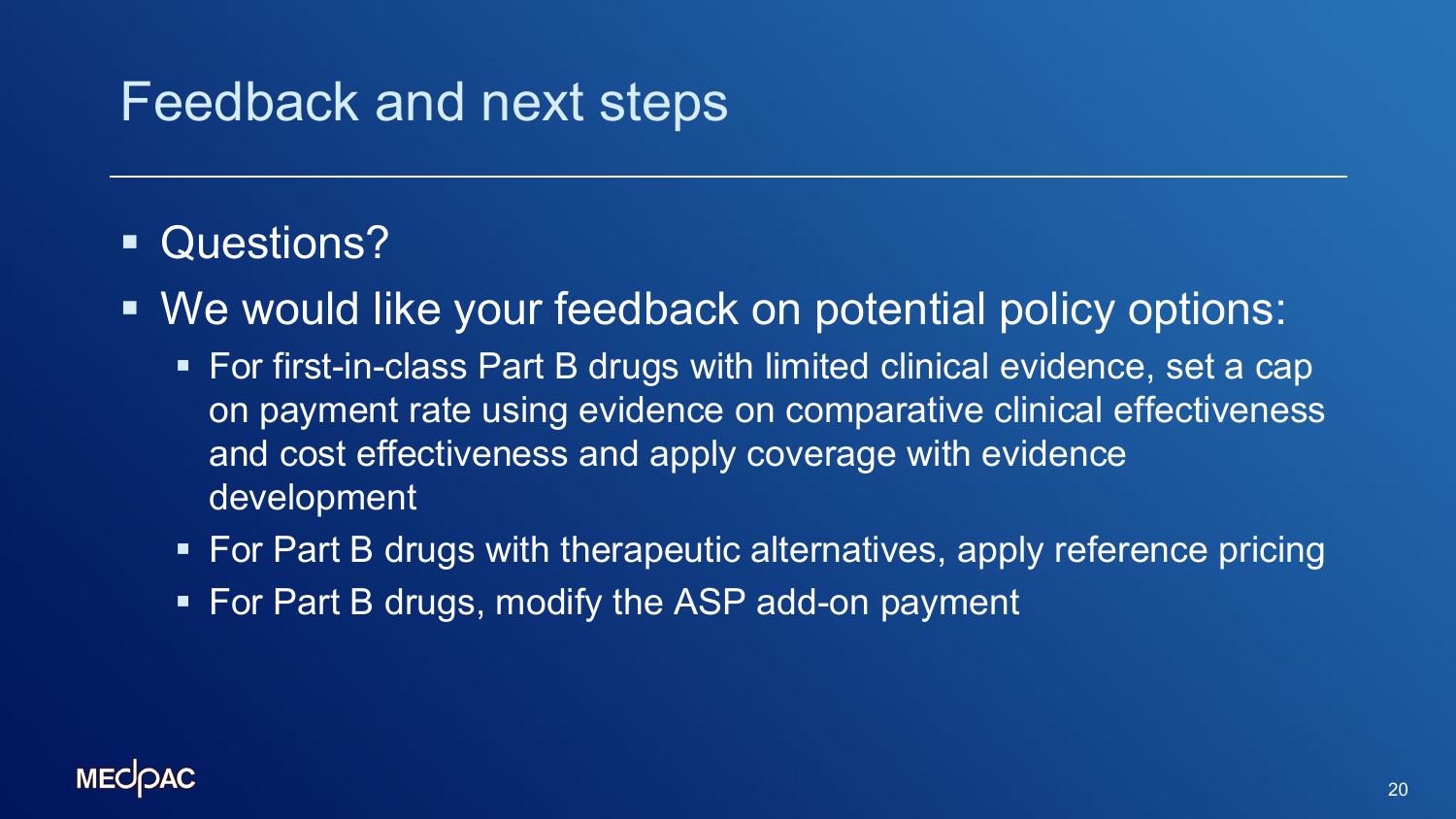# Feedback and next steps

- Questions?
- We would like your feedback on potential policy options:
  - For first-in-class Part B drugs with limited clinical evidence, set a cap on payment rate using evidence on comparative clinical effectiveness and cost effectiveness and apply coverage with evidence development
  - For Part B drugs with therapeutic alternatives, apply reference pricing
  - For Part B drugs, modify the ASP add-on payment